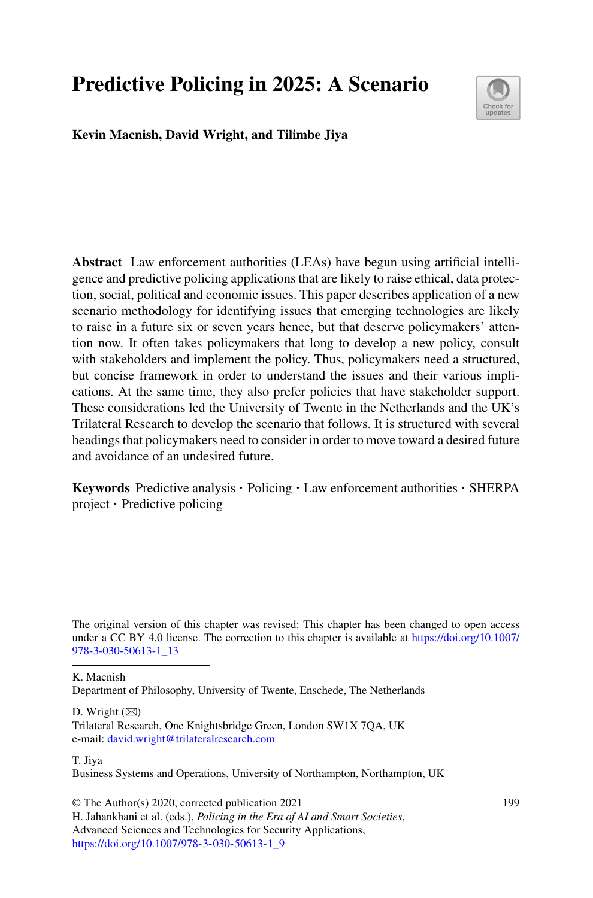# Predictive Policing in 2025: A Scenario

**Kevin Macnish, David Wright, and Tilimbe Jiya**

**Abstract** Law enforcement authorities (LEAs) have begun using artificial intelligence and predictive policing applications that are likely to raise ethical, data protection, social, political and economic issues. This paper describes application of a new scenario methodology for identifying issues that emerging technologies are likely to raise in a future six or seven years hence, but that deserve policymakers' attention now. It often takes policymakers that long to develop a new policy, consult with stakeholders and implement the policy. Thus, policymakers need a structured, but concise framework in order to understand the issues and their various implications. At the same time, they also prefer policies that have stakeholder support. These considerations led the University of Twente in the Netherlands and the UK's Trilateral Research to develop the scenario that follows. It is structured with several headings that policymakers need to consider in order to move toward a desired future and avoidance of an undesired future.

**Keywords** Predictive analysis · Policing · Law enforcement authorities · SHERPA project · Predictive policing

---

The original version of this chapter was revised: This chapter has been changed to open access under a CC BY 4.0 license. The correction to this chapter is available at https://doi.org/10.1007/978-3-030-50613-1_13

---

K. Macnish
Department of Philosophy, University of Twente, Enschede, The Netherlands

D. Wright (✉)
Trilateral Research, One Knightsbridge Green, London SW1X 7QA, UK
e-mail: david.wright@trilateralresearch.com

T. Jiya
Business Systems and Operations, University of Northampton, Northampton, UK

© The Author(s) 2020, corrected publication 2021
H. Jahankhani et al. (eds.), *Policing in the Era of AI and Smart Societies*, Advanced Sciences and Technologies for Security Applications, https://doi.org/10.1007/978-3-030-50613-1_9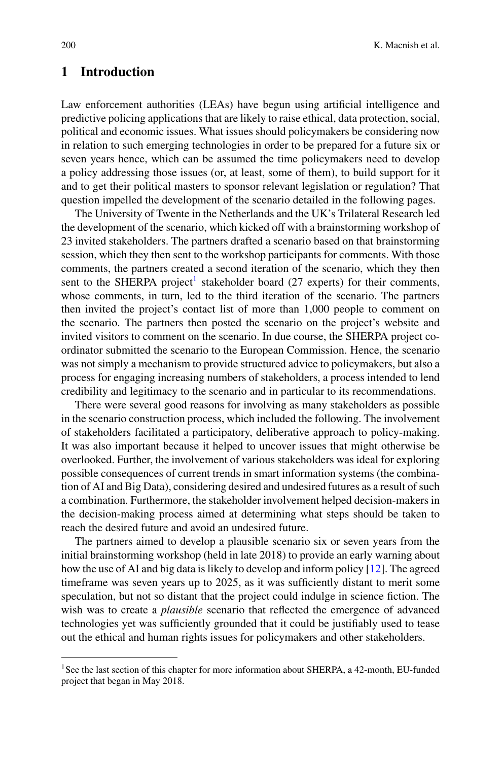## 1 Introduction

Law enforcement authorities (LEAs) have begun using artificial intelligence and predictive policing applications that are likely to raise ethical, data protection, social, political and economic issues. What issues should policymakers be considering now in relation to such emerging technologies in order to be prepared for a future six or seven years hence, which can be assumed the time policymakers need to develop a policy addressing those issues (or, at least, some of them), to build support for it and to get their political masters to sponsor relevant legislation or regulation? That question impelled the development of the scenario detailed in the following pages.

The University of Twente in the Netherlands and the UK's Trilateral Research led the development of the scenario, which kicked off with a brainstorming workshop of 23 invited stakeholders. The partners drafted a scenario based on that brainstorming session, which they then sent to the workshop participants for comments. With those comments, the partners created a second iteration of the scenario, which they then sent to the SHERPA project[1] stakeholder board (27 experts) for their comments, whose comments, in turn, led to the third iteration of the scenario. The partners then invited the project's contact list of more than 1,000 people to comment on the scenario. The partners then posted the scenario on the project's website and invited visitors to comment on the scenario. In due course, the SHERPA project co-ordinator submitted the scenario to the European Commission. Hence, the scenario was not simply a mechanism to provide structured advice to policymakers, but also a process for engaging increasing numbers of stakeholders, a process intended to lend credibility and legitimacy to the scenario and in particular to its recommendations.

There were several good reasons for involving as many stakeholders as possible in the scenario construction process, which included the following. The involvement of stakeholders facilitated a participatory, deliberative approach to policy-making. It was also important because it helped to uncover issues that might otherwise be overlooked. Further, the involvement of various stakeholders was ideal for exploring possible consequences of current trends in smart information systems (the combination of AI and Big Data), considering desired and undesired futures as a result of such a combination. Furthermore, the stakeholder involvement helped decision-makers in the decision-making process aimed at determining what steps should be taken to reach the desired future and avoid an undesired future.

The partners aimed to develop a plausible scenario six or seven years from the initial brainstorming workshop (held in late 2018) to provide an early warning about how the use of AI and big data is likely to develop and inform policy [12]. The agreed timeframe was seven years up to 2025, as it was sufficiently distant to merit some speculation, but not so distant that the project could indulge in science fiction. The wish was to create a *plausible* scenario that reflected the emergence of advanced technologies yet was sufficiently grounded that it could be justifiably used to tease out the ethical and human rights issues for policymakers and other stakeholders.

[1] See the last section of this chapter for more information about SHERPA, a 42-month, EU-funded project that began in May 2018.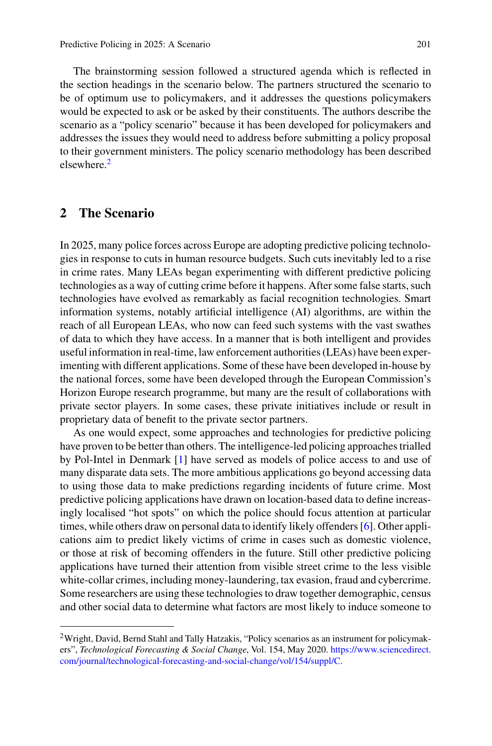The brainstorming session followed a structured agenda which is reflected in the section headings in the scenario below. The partners structured the scenario to be of optimum use to policymakers, and it addresses the questions policymakers would be expected to ask or be asked by their constituents. The authors describe the scenario as a "policy scenario" because it has been developed for policymakers and addresses the issues they would need to address before submitting a policy proposal to their government ministers. The policy scenario methodology has been described elsewhere.[2]

## 2 The Scenario

In 2025, many police forces across Europe are adopting predictive policing technologies in response to cuts in human resource budgets. Such cuts inevitably led to a rise in crime rates. Many LEAs began experimenting with different predictive policing technologies as a way of cutting crime before it happens. After some false starts, such technologies have evolved as remarkably as facial recognition technologies. Smart information systems, notably artificial intelligence (AI) algorithms, are within the reach of all European LEAs, who now can feed such systems with the vast swathes of data to which they have access. In a manner that is both intelligent and provides useful information in real-time, law enforcement authorities (LEAs) have been experimenting with different applications. Some of these have been developed in-house by the national forces, some have been developed through the European Commission's Horizon Europe research programme, but many are the result of collaborations with private sector players. In some cases, these private initiatives include or result in proprietary data of benefit to the private sector partners.

As one would expect, some approaches and technologies for predictive policing have proven to be better than others. The intelligence-led policing approaches trialled by Pol-Intel in Denmark [1] have served as models of police access to and use of many disparate data sets. The more ambitious applications go beyond accessing data to using those data to make predictions regarding incidents of future crime. Most predictive policing applications have drawn on location-based data to define increasingly localised "hot spots" on which the police should focus attention at particular times, while others draw on personal data to identify likely offenders [6]. Other applications aim to predict likely victims of crime in cases such as domestic violence, or those at risk of becoming offenders in the future. Still other predictive policing applications have turned their attention from visible street crime to the less visible white-collar crimes, including money-laundering, tax evasion, fraud and cybercrime. Some researchers are using these technologies to draw together demographic, census and other social data to determine what factors are most likely to induce someone to

---

[2] Wright, David, Bernd Stahl and Tally Hatzakis, "Policy scenarios as an instrument for policymakers", *Technological Forecasting & Social Change*, Vol. 154, May 2020. https://www.sciencedirect.com/journal/technological-forecasting-and-social-change/vol/154/suppl/C.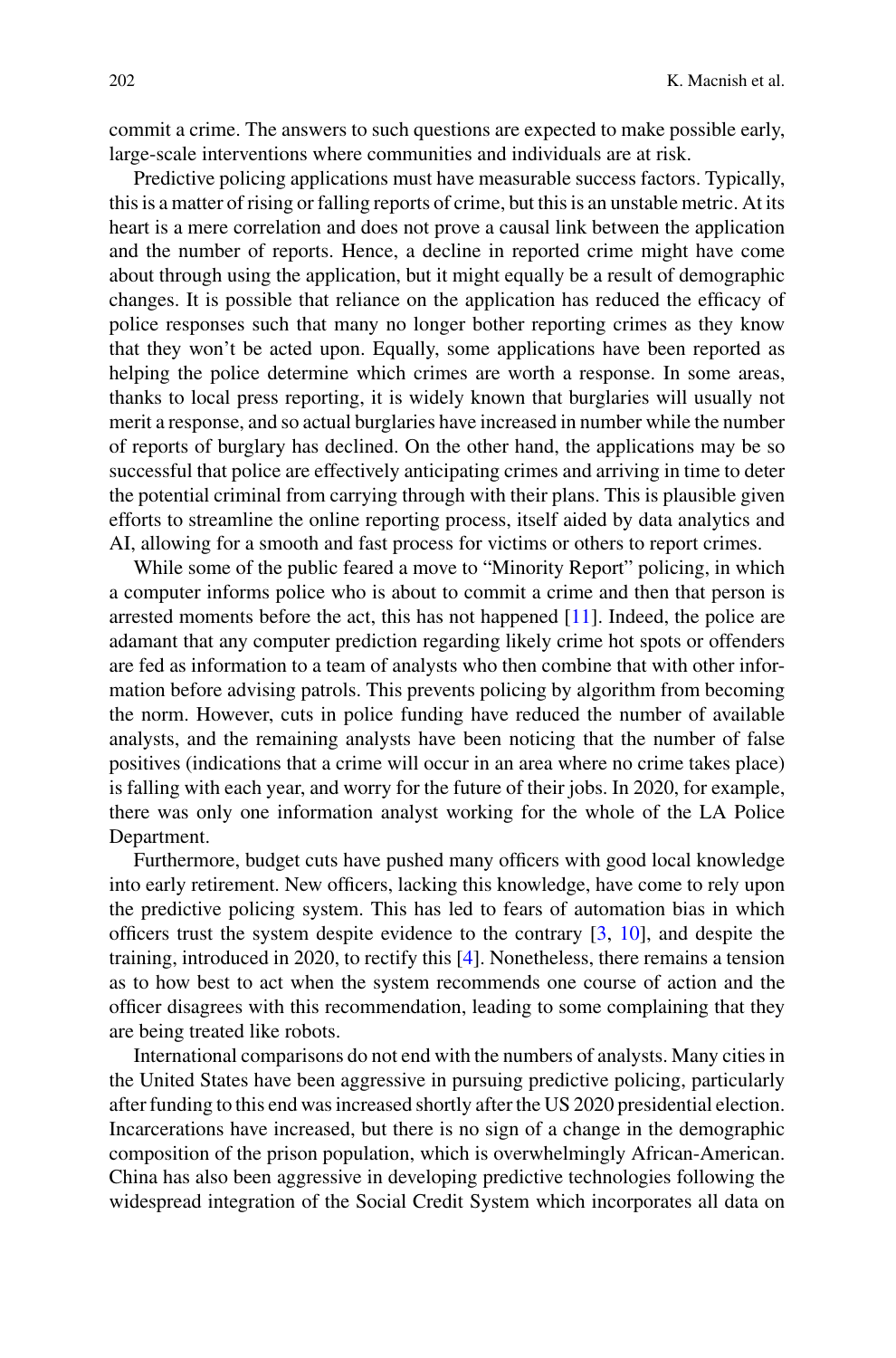commit a crime. The answers to such questions are expected to make possible early, large-scale interventions where communities and individuals are at risk.

Predictive policing applications must have measurable success factors. Typically, this is a matter of rising or falling reports of crime, but this is an unstable metric. At its heart is a mere correlation and does not prove a causal link between the application and the number of reports. Hence, a decline in reported crime might have come about through using the application, but it might equally be a result of demographic changes. It is possible that reliance on the application has reduced the efficacy of police responses such that many no longer bother reporting crimes as they know that they won't be acted upon. Equally, some applications have been reported as helping the police determine which crimes are worth a response. In some areas, thanks to local press reporting, it is widely known that burglaries will usually not merit a response, and so actual burglaries have increased in number while the number of reports of burglary has declined. On the other hand, the applications may be so successful that police are effectively anticipating crimes and arriving in time to deter the potential criminal from carrying through with their plans. This is plausible given efforts to streamline the online reporting process, itself aided by data analytics and AI, allowing for a smooth and fast process for victims or others to report crimes.

While some of the public feared a move to "Minority Report" policing, in which a computer informs police who is about to commit a crime and then that person is arrested moments before the act, this has not happened [11]. Indeed, the police are adamant that any computer prediction regarding likely crime hot spots or offenders are fed as information to a team of analysts who then combine that with other information before advising patrols. This prevents policing by algorithm from becoming the norm. However, cuts in police funding have reduced the number of available analysts, and the remaining analysts have been noticing that the number of false positives (indications that a crime will occur in an area where no crime takes place) is falling with each year, and worry for the future of their jobs. In 2020, for example, there was only one information analyst working for the whole of the LA Police Department.

Furthermore, budget cuts have pushed many officers with good local knowledge into early retirement. New officers, lacking this knowledge, have come to rely upon the predictive policing system. This has led to fears of automation bias in which officers trust the system despite evidence to the contrary [3, 10], and despite the training, introduced in 2020, to rectify this [4]. Nonetheless, there remains a tension as to how best to act when the system recommends one course of action and the officer disagrees with this recommendation, leading to some complaining that they are being treated like robots.

International comparisons do not end with the numbers of analysts. Many cities in the United States have been aggressive in pursuing predictive policing, particularly after funding to this end was increased shortly after the US 2020 presidential election. Incarcerations have increased, but there is no sign of a change in the demographic composition of the prison population, which is overwhelmingly African-American. China has also been aggressive in developing predictive technologies following the widespread integration of the Social Credit System which incorporates all data on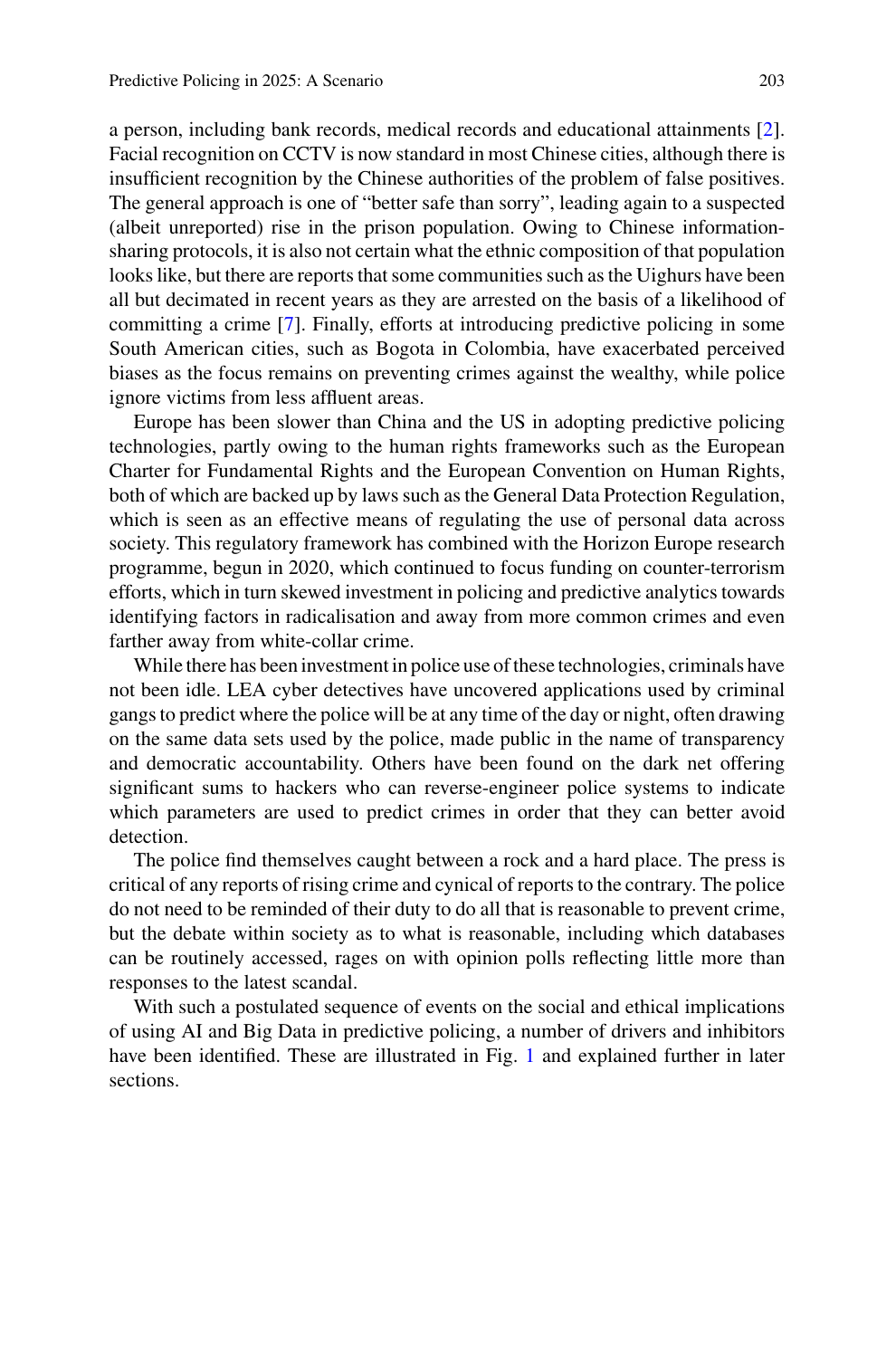a person, including bank records, medical records and educational attainments [2]. Facial recognition on CCTV is now standard in most Chinese cities, although there is insufficient recognition by the Chinese authorities of the problem of false positives. The general approach is one of "better safe than sorry", leading again to a suspected (albeit unreported) rise in the prison population. Owing to Chinese information-sharing protocols, it is also not certain what the ethnic composition of that population looks like, but there are reports that some communities such as the Uighurs have been all but decimated in recent years as they are arrested on the basis of a likelihood of committing a crime [7]. Finally, efforts at introducing predictive policing in some South American cities, such as Bogota in Colombia, have exacerbated perceived biases as the focus remains on preventing crimes against the wealthy, while police ignore victims from less affluent areas.

Europe has been slower than China and the US in adopting predictive policing technologies, partly owing to the human rights frameworks such as the European Charter for Fundamental Rights and the European Convention on Human Rights, both of which are backed up by laws such as the General Data Protection Regulation, which is seen as an effective means of regulating the use of personal data across society. This regulatory framework has combined with the Horizon Europe research programme, begun in 2020, which continued to focus funding on counter-terrorism efforts, which in turn skewed investment in policing and predictive analytics towards identifying factors in radicalisation and away from more common crimes and even farther away from white-collar crime.

While there has been investment in police use of these technologies, criminals have not been idle. LEA cyber detectives have uncovered applications used by criminal gangs to predict where the police will be at any time of the day or night, often drawing on the same data sets used by the police, made public in the name of transparency and democratic accountability. Others have been found on the dark net offering significant sums to hackers who can reverse-engineer police systems to indicate which parameters are used to predict crimes in order that they can better avoid detection.

The police find themselves caught between a rock and a hard place. The press is critical of any reports of rising crime and cynical of reports to the contrary. The police do not need to be reminded of their duty to do all that is reasonable to prevent crime, but the debate within society as to what is reasonable, including which databases can be routinely accessed, rages on with opinion polls reflecting little more than responses to the latest scandal.

With such a postulated sequence of events on the social and ethical implications of using AI and Big Data in predictive policing, a number of drivers and inhibitors have been identified. These are illustrated in Fig. 1 and explained further in later sections.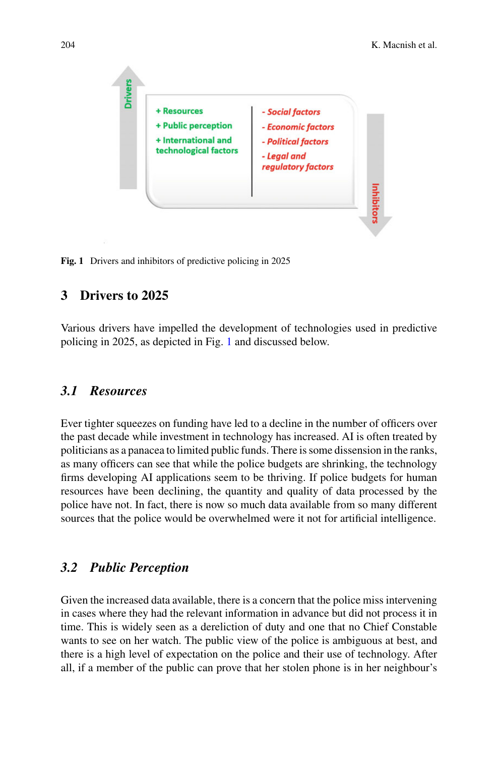Drivers

+ Resources
+ Public perception
+ International and technological factors

- Social factors
- Economic factors
- Political factors
- Legal and regulatory factors

Inhibitors

**Fig. 1** Drivers and inhibitors of predictive policing in 2025

## 3 Drivers to 2025

Various drivers have impelled the development of technologies used in predictive policing in 2025, as depicted in Fig. 1 and discussed below.

### *3.1 Resources*

Ever tighter squeezes on funding have led to a decline in the number of officers over the past decade while investment in technology has increased. AI is often treated by politicians as a panacea to limited public funds. There is some dissension in the ranks, as many officers can see that while the police budgets are shrinking, the technology firms developing AI applications seem to be thriving. If police budgets for human resources have been declining, the quantity and quality of data processed by the police have not. In fact, there is now so much data available from so many different sources that the police would be overwhelmed were it not for artificial intelligence.

### *3.2 Public Perception*

Given the increased data available, there is a concern that the police miss intervening in cases where they had the relevant information in advance but did not process it in time. This is widely seen as a dereliction of duty and one that no Chief Constable wants to see on her watch. The public view of the police is ambiguous at best, and there is a high level of expectation on the police and their use of technology. After all, if a member of the public can prove that her stolen phone is in her neighbour's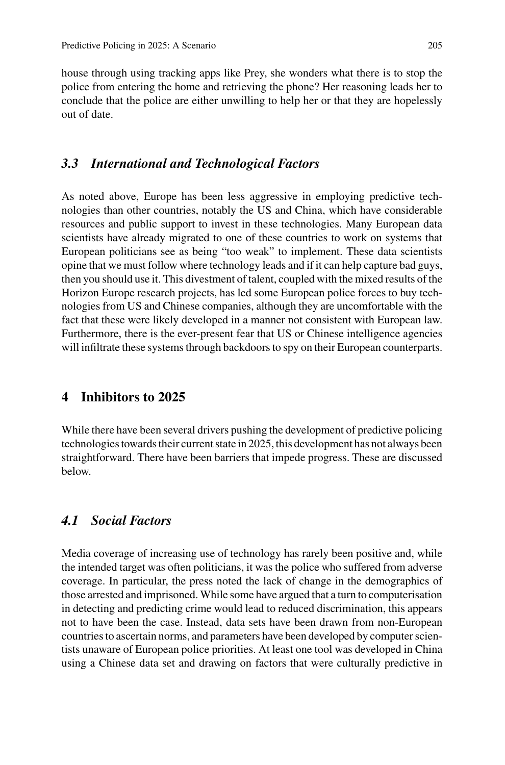house through using tracking apps like Prey, she wonders what there is to stop the police from entering the home and retrieving the phone? Her reasoning leads her to conclude that the police are either unwilling to help her or that they are hopelessly out of date.

### *3.3 International and Technological Factors*

As noted above, Europe has been less aggressive in employing predictive technologies than other countries, notably the US and China, which have considerable resources and public support to invest in these technologies. Many European data scientists have already migrated to one of these countries to work on systems that European politicians see as being "too weak" to implement. These data scientists opine that we must follow where technology leads and if it can help capture bad guys, then you should use it. This divestment of talent, coupled with the mixed results of the Horizon Europe research projects, has led some European police forces to buy technologies from US and Chinese companies, although they are uncomfortable with the fact that these were likely developed in a manner not consistent with European law. Furthermore, there is the ever-present fear that US or Chinese intelligence agencies will infiltrate these systems through backdoors to spy on their European counterparts.

## 4 Inhibitors to 2025

While there have been several drivers pushing the development of predictive policing technologies towards their current state in 2025, this development has not always been straightforward. There have been barriers that impede progress. These are discussed below.

### *4.1 Social Factors*

Media coverage of increasing use of technology has rarely been positive and, while the intended target was often politicians, it was the police who suffered from adverse coverage. In particular, the press noted the lack of change in the demographics of those arrested and imprisoned. While some have argued that a turn to computerisation in detecting and predicting crime would lead to reduced discrimination, this appears not to have been the case. Instead, data sets have been drawn from non-European countries to ascertain norms, and parameters have been developed by computer scientists unaware of European police priorities. At least one tool was developed in China using a Chinese data set and drawing on factors that were culturally predictive in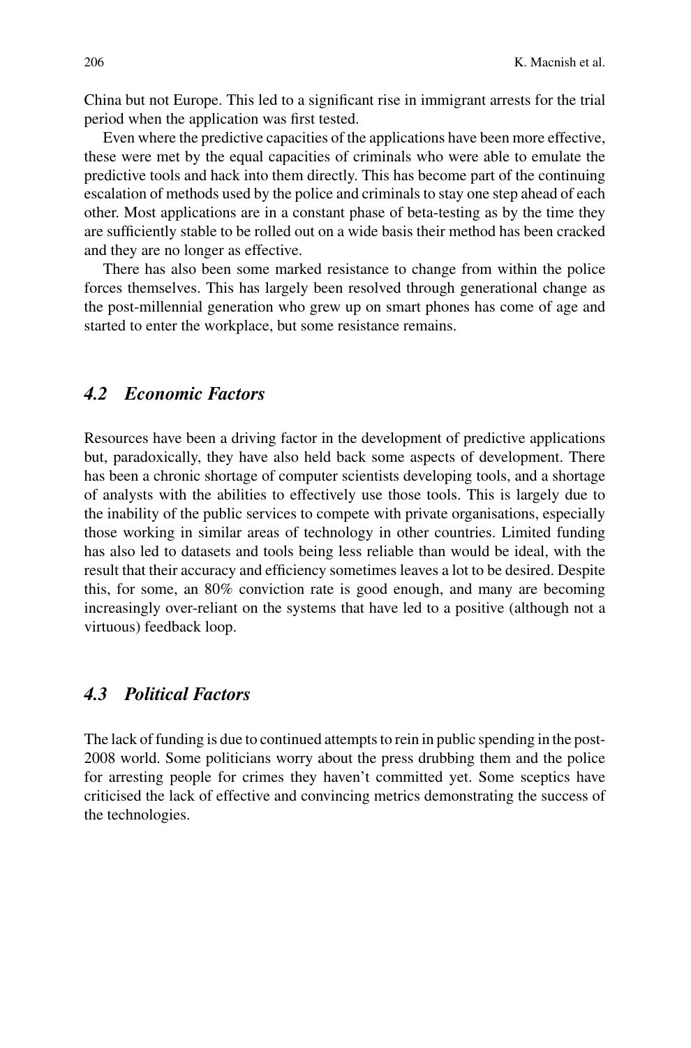China but not Europe. This led to a significant rise in immigrant arrests for the trial period when the application was first tested.

Even where the predictive capacities of the applications have been more effective, these were met by the equal capacities of criminals who were able to emulate the predictive tools and hack into them directly. This has become part of the continuing escalation of methods used by the police and criminals to stay one step ahead of each other. Most applications are in a constant phase of beta-testing as by the time they are sufficiently stable to be rolled out on a wide basis their method has been cracked and they are no longer as effective.

There has also been some marked resistance to change from within the police forces themselves. This has largely been resolved through generational change as the post-millennial generation who grew up on smart phones has come of age and started to enter the workplace, but some resistance remains.

### *4.2 Economic Factors*

Resources have been a driving factor in the development of predictive applications but, paradoxically, they have also held back some aspects of development. There has been a chronic shortage of computer scientists developing tools, and a shortage of analysts with the abilities to effectively use those tools. This is largely due to the inability of the public services to compete with private organisations, especially those working in similar areas of technology in other countries. Limited funding has also led to datasets and tools being less reliable than would be ideal, with the result that their accuracy and efficiency sometimes leaves a lot to be desired. Despite this, for some, an 80% conviction rate is good enough, and many are becoming increasingly over-reliant on the systems that have led to a positive (although not a virtuous) feedback loop.

### *4.3 Political Factors*

The lack of funding is due to continued attempts to rein in public spending in the post-2008 world. Some politicians worry about the press drubbing them and the police for arresting people for crimes they haven't committed yet. Some sceptics have criticised the lack of effective and convincing metrics demonstrating the success of the technologies.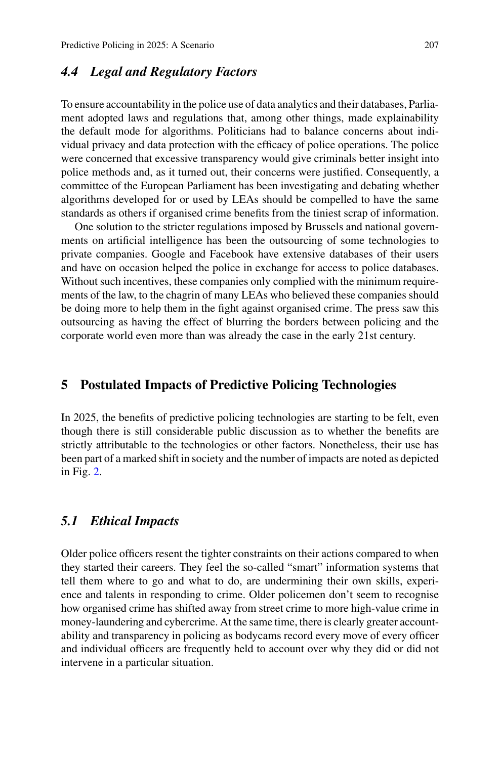### *4.4 Legal and Regulatory Factors*

To ensure accountability in the police use of data analytics and their databases, Parliament adopted laws and regulations that, among other things, made explainability the default mode for algorithms. Politicians had to balance concerns about individual privacy and data protection with the efficacy of police operations. The police were concerned that excessive transparency would give criminals better insight into police methods and, as it turned out, their concerns were justified. Consequently, a committee of the European Parliament has been investigating and debating whether algorithms developed for or used by LEAs should be compelled to have the same standards as others if organised crime benefits from the tiniest scrap of information.

One solution to the stricter regulations imposed by Brussels and national governments on artificial intelligence has been the outsourcing of some technologies to private companies. Google and Facebook have extensive databases of their users and have on occasion helped the police in exchange for access to police databases. Without such incentives, these companies only complied with the minimum requirements of the law, to the chagrin of many LEAs who believed these companies should be doing more to help them in the fight against organised crime. The press saw this outsourcing as having the effect of blurring the borders between policing and the corporate world even more than was already the case in the early 21st century.

## 5 Postulated Impacts of Predictive Policing Technologies

In 2025, the benefits of predictive policing technologies are starting to be felt, even though there is still considerable public discussion as to whether the benefits are strictly attributable to the technologies or other factors. Nonetheless, their use has been part of a marked shift in society and the number of impacts are noted as depicted in Fig. 2.

### *5.1 Ethical Impacts*

Older police officers resent the tighter constraints on their actions compared to when they started their careers. They feel the so-called "smart" information systems that tell them where to go and what to do, are undermining their own skills, experience and talents in responding to crime. Older policemen don't seem to recognise how organised crime has shifted away from street crime to more high-value crime in money-laundering and cybercrime. At the same time, there is clearly greater accountability and transparency in policing as bodycams record every move of every officer and individual officers are frequently held to account over why they did or did not intervene in a particular situation.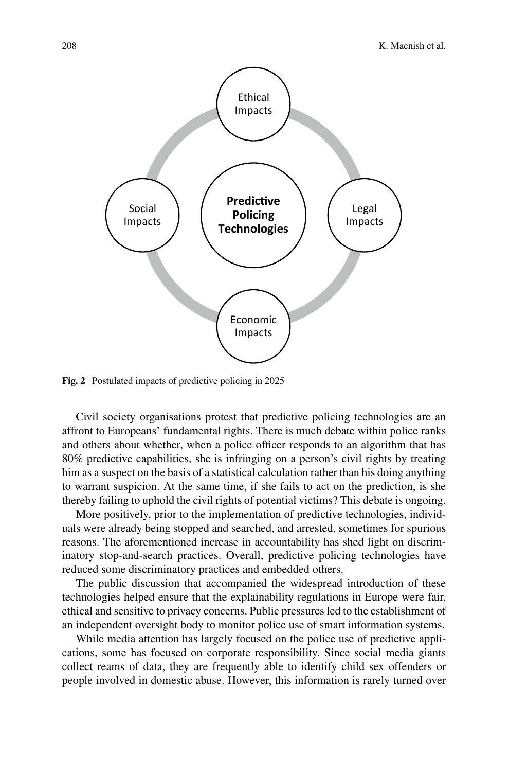Ethical Impacts

Legal Impacts

Economic Impacts

Social Impacts

**Predictive Policing Technologies**

**Fig. 2** Postulated impacts of predictive policing in 2025

Civil society organisations protest that predictive policing technologies are an affront to Europeans' fundamental rights. There is much debate within police ranks and others about whether, when a police officer responds to an algorithm that has 80% predictive capabilities, she is infringing on a person's civil rights by treating him as a suspect on the basis of a statistical calculation rather than his doing anything to warrant suspicion. At the same time, if she fails to act on the prediction, is she thereby failing to uphold the civil rights of potential victims? This debate is ongoing.

More positively, prior to the implementation of predictive technologies, individuals were already being stopped and searched, and arrested, sometimes for spurious reasons. The aforementioned increase in accountability has shed light on discriminatory stop-and-search practices. Overall, predictive policing technologies have reduced some discriminatory practices and embedded others.

The public discussion that accompanied the widespread introduction of these technologies helped ensure that the explainability regulations in Europe were fair, ethical and sensitive to privacy concerns. Public pressures led to the establishment of an independent oversight body to monitor police use of smart information systems.

While media attention has largely focused on the police use of predictive applications, some has focused on corporate responsibility. Since social media giants collect reams of data, they are frequently able to identify child sex offenders or people involved in domestic abuse. However, this information is rarely turned over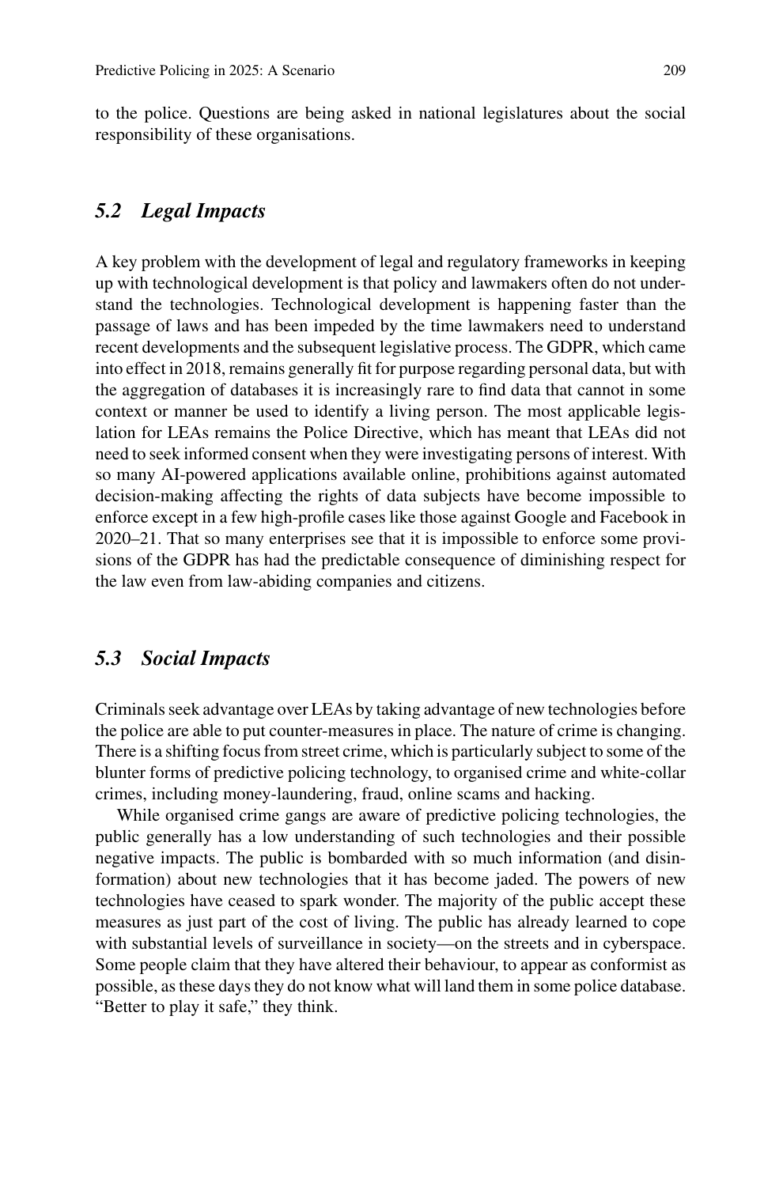to the police. Questions are being asked in national legislatures about the social responsibility of these organisations.

### *5.2 Legal Impacts*

A key problem with the development of legal and regulatory frameworks in keeping up with technological development is that policy and lawmakers often do not understand the technologies. Technological development is happening faster than the passage of laws and has been impeded by the time lawmakers need to understand recent developments and the subsequent legislative process. The GDPR, which came into effect in 2018, remains generally fit for purpose regarding personal data, but with the aggregation of databases it is increasingly rare to find data that cannot in some context or manner be used to identify a living person. The most applicable legislation for LEAs remains the Police Directive, which has meant that LEAs did not need to seek informed consent when they were investigating persons of interest. With so many AI-powered applications available online, prohibitions against automated decision-making affecting the rights of data subjects have become impossible to enforce except in a few high-profile cases like those against Google and Facebook in 2020–21. That so many enterprises see that it is impossible to enforce some provisions of the GDPR has had the predictable consequence of diminishing respect for the law even from law-abiding companies and citizens.

### *5.3 Social Impacts*

Criminals seek advantage over LEAs by taking advantage of new technologies before the police are able to put counter-measures in place. The nature of crime is changing. There is a shifting focus from street crime, which is particularly subject to some of the blunter forms of predictive policing technology, to organised crime and white-collar crimes, including money-laundering, fraud, online scams and hacking.

While organised crime gangs are aware of predictive policing technologies, the public generally has a low understanding of such technologies and their possible negative impacts. The public is bombarded with so much information (and disinformation) about new technologies that it has become jaded. The powers of new technologies have ceased to spark wonder. The majority of the public accept these measures as just part of the cost of living. The public has already learned to cope with substantial levels of surveillance in society—on the streets and in cyberspace. Some people claim that they have altered their behaviour, to appear as conformist as possible, as these days they do not know what will land them in some police database. "Better to play it safe," they think.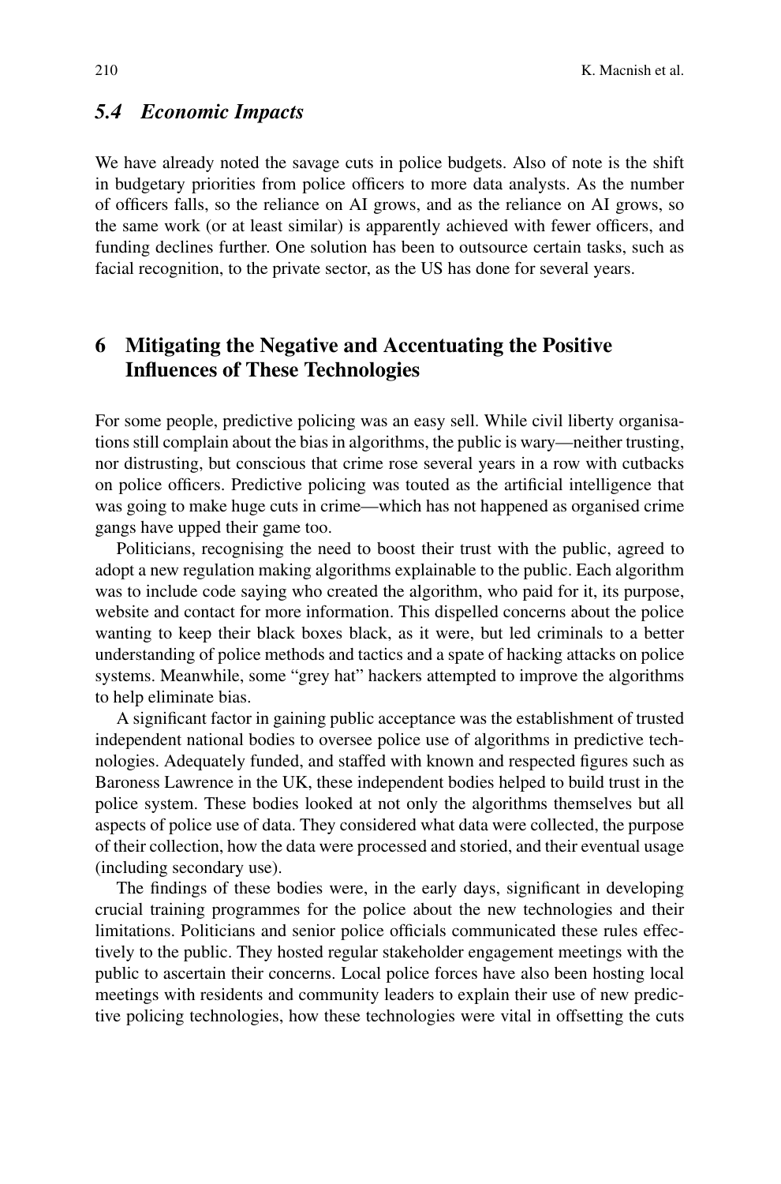### 5.4 Economic Impacts

We have already noted the savage cuts in police budgets. Also of note is the shift in budgetary priorities from police officers to more data analysts. As the number of officers falls, so the reliance on AI grows, and as the reliance on AI grows, so the same work (or at least similar) is apparently achieved with fewer officers, and funding declines further. One solution has been to outsource certain tasks, such as facial recognition, to the private sector, as the US has done for several years.

## 6 Mitigating the Negative and Accentuating the Positive Influences of These Technologies

For some people, predictive policing was an easy sell. While civil liberty organisations still complain about the bias in algorithms, the public is wary—neither trusting, nor distrusting, but conscious that crime rose several years in a row with cutbacks on police officers. Predictive policing was touted as the artificial intelligence that was going to make huge cuts in crime—which has not happened as organised crime gangs have upped their game too.

Politicians, recognising the need to boost their trust with the public, agreed to adopt a new regulation making algorithms explainable to the public. Each algorithm was to include code saying who created the algorithm, who paid for it, its purpose, website and contact for more information. This dispelled concerns about the police wanting to keep their black boxes black, as it were, but led criminals to a better understanding of police methods and tactics and a spate of hacking attacks on police systems. Meanwhile, some "grey hat" hackers attempted to improve the algorithms to help eliminate bias.

A significant factor in gaining public acceptance was the establishment of trusted independent national bodies to oversee police use of algorithms in predictive technologies. Adequately funded, and staffed with known and respected figures such as Baroness Lawrence in the UK, these independent bodies helped to build trust in the police system. These bodies looked at not only the algorithms themselves but all aspects of police use of data. They considered what data were collected, the purpose of their collection, how the data were processed and storied, and their eventual usage (including secondary use).

The findings of these bodies were, in the early days, significant in developing crucial training programmes for the police about the new technologies and their limitations. Politicians and senior police officials communicated these rules effectively to the public. They hosted regular stakeholder engagement meetings with the public to ascertain their concerns. Local police forces have also been hosting local meetings with residents and community leaders to explain their use of new predictive policing technologies, how these technologies were vital in offsetting the cuts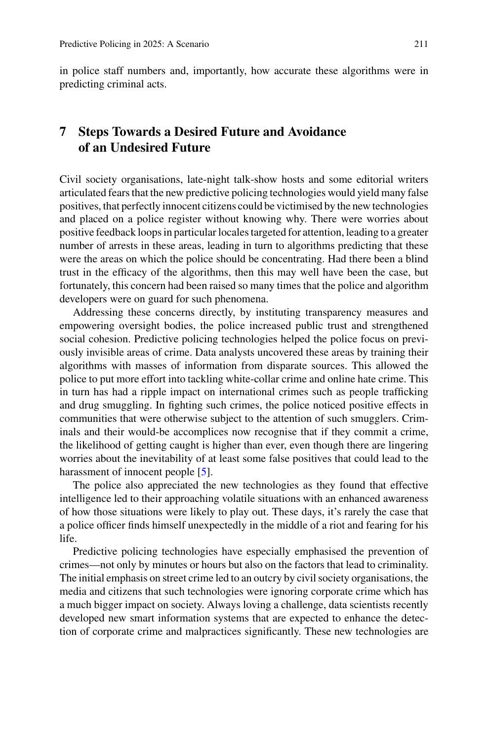in police staff numbers and, importantly, how accurate these algorithms were in predicting criminal acts.

## 7 Steps Towards a Desired Future and Avoidance of an Undesired Future

Civil society organisations, late-night talk-show hosts and some editorial writers articulated fears that the new predictive policing technologies would yield many false positives, that perfectly innocent citizens could be victimised by the new technologies and placed on a police register without knowing why. There were worries about positive feedback loops in particular locales targeted for attention, leading to a greater number of arrests in these areas, leading in turn to algorithms predicting that these were the areas on which the police should be concentrating. Had there been a blind trust in the efficacy of the algorithms, then this may well have been the case, but fortunately, this concern had been raised so many times that the police and algorithm developers were on guard for such phenomena.

Addressing these concerns directly, by instituting transparency measures and empowering oversight bodies, the police increased public trust and strengthened social cohesion. Predictive policing technologies helped the police focus on previously invisible areas of crime. Data analysts uncovered these areas by training their algorithms with masses of information from disparate sources. This allowed the police to put more effort into tackling white-collar crime and online hate crime. This in turn has had a ripple impact on international crimes such as people trafficking and drug smuggling. In fighting such crimes, the police noticed positive effects in communities that were otherwise subject to the attention of such smugglers. Criminals and their would-be accomplices now recognise that if they commit a crime, the likelihood of getting caught is higher than ever, even though there are lingering worries about the inevitability of at least some false positives that could lead to the harassment of innocent people [5].

The police also appreciated the new technologies as they found that effective intelligence led to their approaching volatile situations with an enhanced awareness of how those situations were likely to play out. These days, it's rarely the case that a police officer finds himself unexpectedly in the middle of a riot and fearing for his life.

Predictive policing technologies have especially emphasised the prevention of crimes—not only by minutes or hours but also on the factors that lead to criminality. The initial emphasis on street crime led to an outcry by civil society organisations, the media and citizens that such technologies were ignoring corporate crime which has a much bigger impact on society. Always loving a challenge, data scientists recently developed new smart information systems that are expected to enhance the detection of corporate crime and malpractices significantly. These new technologies are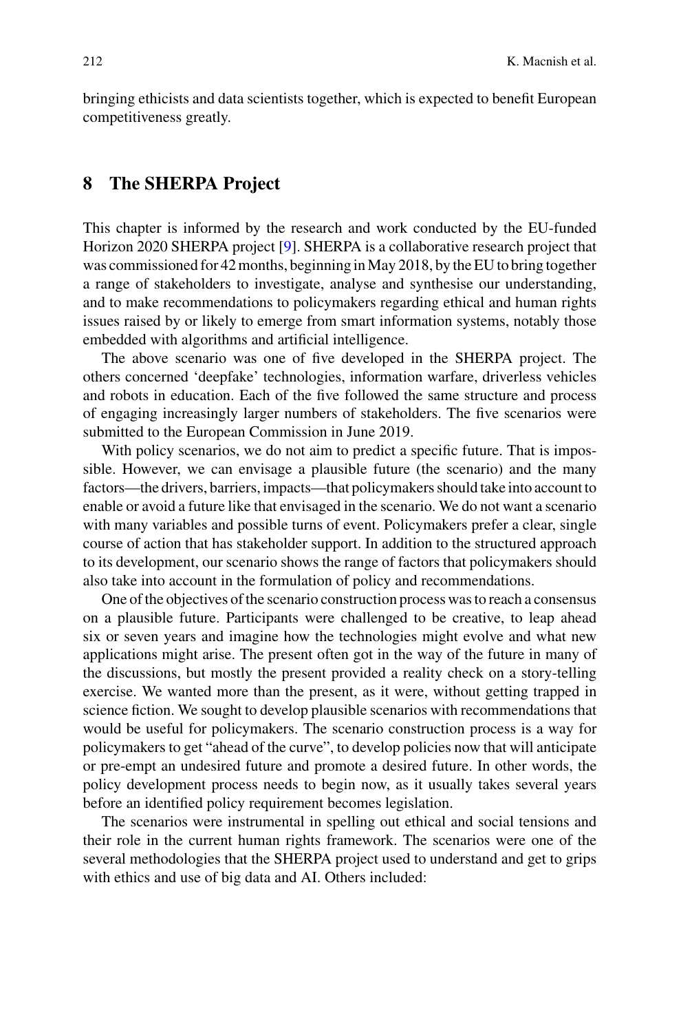bringing ethicists and data scientists together, which is expected to benefit European competitiveness greatly.

## 8 The SHERPA Project

This chapter is informed by the research and work conducted by the EU-funded Horizon 2020 SHERPA project [9]. SHERPA is a collaborative research project that was commissioned for 42 months, beginning in May 2018, by the EU to bring together a range of stakeholders to investigate, analyse and synthesise our understanding, and to make recommendations to policymakers regarding ethical and human rights issues raised by or likely to emerge from smart information systems, notably those embedded with algorithms and artificial intelligence.

The above scenario was one of five developed in the SHERPA project. The others concerned 'deepfake' technologies, information warfare, driverless vehicles and robots in education. Each of the five followed the same structure and process of engaging increasingly larger numbers of stakeholders. The five scenarios were submitted to the European Commission in June 2019.

With policy scenarios, we do not aim to predict a specific future. That is impossible. However, we can envisage a plausible future (the scenario) and the many factors—the drivers, barriers, impacts—that policymakers should take into account to enable or avoid a future like that envisaged in the scenario. We do not want a scenario with many variables and possible turns of event. Policymakers prefer a clear, single course of action that has stakeholder support. In addition to the structured approach to its development, our scenario shows the range of factors that policymakers should also take into account in the formulation of policy and recommendations.

One of the objectives of the scenario construction process was to reach a consensus on a plausible future. Participants were challenged to be creative, to leap ahead six or seven years and imagine how the technologies might evolve and what new applications might arise. The present often got in the way of the future in many of the discussions, but mostly the present provided a reality check on a story-telling exercise. We wanted more than the present, as it were, without getting trapped in science fiction. We sought to develop plausible scenarios with recommendations that would be useful for policymakers. The scenario construction process is a way for policymakers to get "ahead of the curve", to develop policies now that will anticipate or pre-empt an undesired future and promote a desired future. In other words, the policy development process needs to begin now, as it usually takes several years before an identified policy requirement becomes legislation.

The scenarios were instrumental in spelling out ethical and social tensions and their role in the current human rights framework. The scenarios were one of the several methodologies that the SHERPA project used to understand and get to grips with ethics and use of big data and AI. Others included: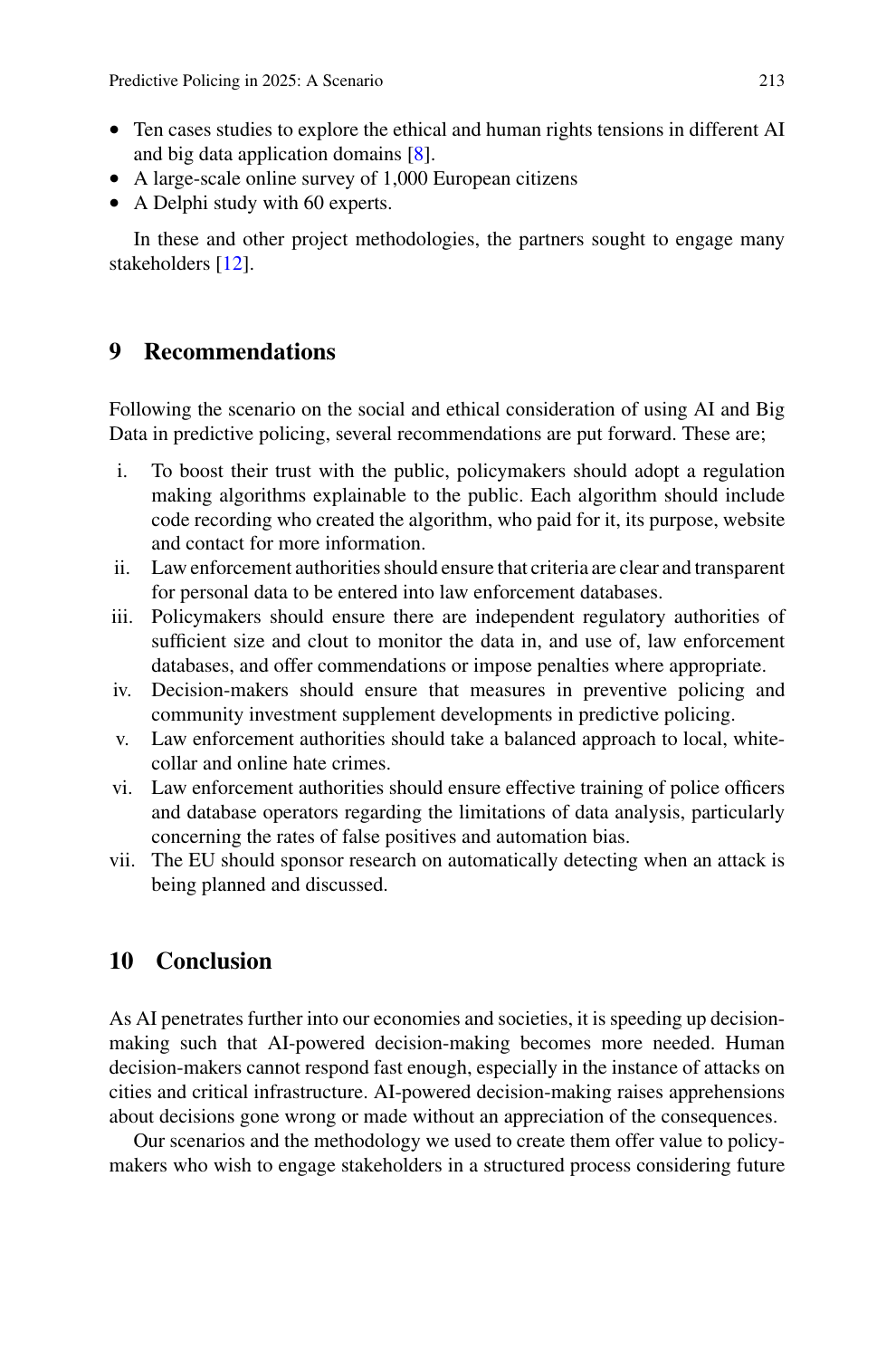- Ten cases studies to explore the ethical and human rights tensions in different AI and big data application domains [8].
- A large-scale online survey of 1,000 European citizens
- A Delphi study with 60 experts.

In these and other project methodologies, the partners sought to engage many stakeholders [12].

## 9 Recommendations

Following the scenario on the social and ethical consideration of using AI and Big Data in predictive policing, several recommendations are put forward. These are;

i. To boost their trust with the public, policymakers should adopt a regulation making algorithms explainable to the public. Each algorithm should include code recording who created the algorithm, who paid for it, its purpose, website and contact for more information.
ii. Law enforcement authorities should ensure that criteria are clear and transparent for personal data to be entered into law enforcement databases.
iii. Policymakers should ensure there are independent regulatory authorities of sufficient size and clout to monitor the data in, and use of, law enforcement databases, and offer commendations or impose penalties where appropriate.
iv. Decision-makers should ensure that measures in preventive policing and community investment supplement developments in predictive policing.
v. Law enforcement authorities should take a balanced approach to local, white-collar and online hate crimes.
vi. Law enforcement authorities should ensure effective training of police officers and database operators regarding the limitations of data analysis, particularly concerning the rates of false positives and automation bias.
vii. The EU should sponsor research on automatically detecting when an attack is being planned and discussed.

## 10 Conclusion

As AI penetrates further into our economies and societies, it is speeding up decision-making such that AI-powered decision-making becomes more needed. Human decision-makers cannot respond fast enough, especially in the instance of attacks on cities and critical infrastructure. AI-powered decision-making raises apprehensions about decisions gone wrong or made without an appreciation of the consequences.

Our scenarios and the methodology we used to create them offer value to policy-makers who wish to engage stakeholders in a structured process considering future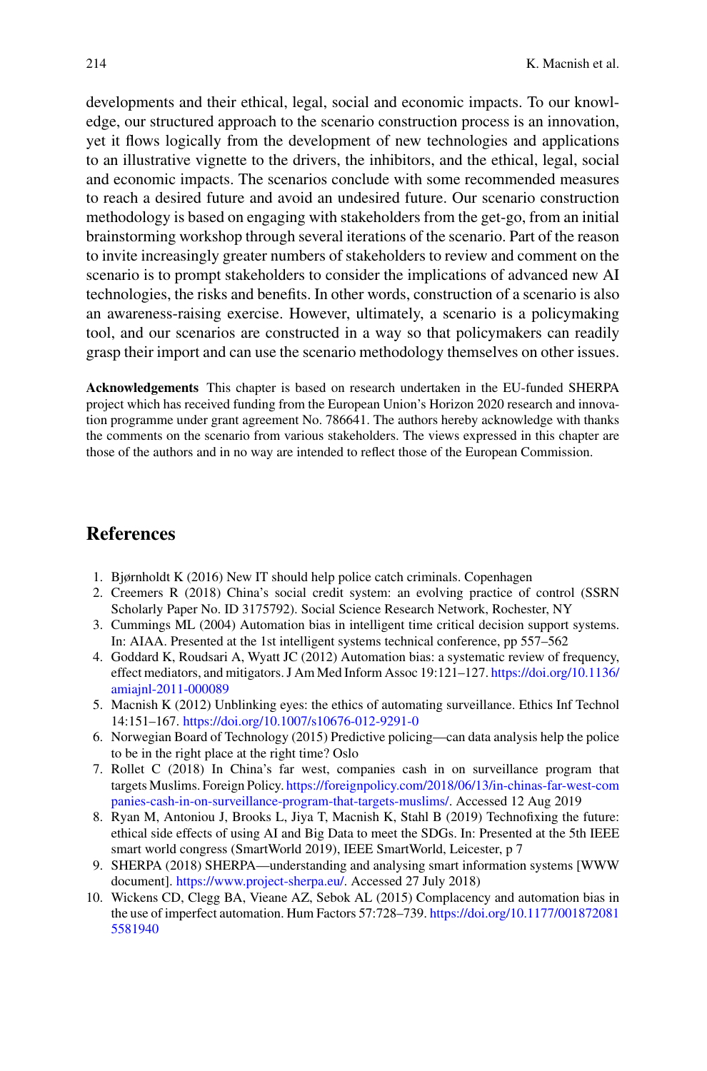developments and their ethical, legal, social and economic impacts. To our knowledge, our structured approach to the scenario construction process is an innovation, yet it flows logically from the development of new technologies and applications to an illustrative vignette to the drivers, the inhibitors, and the ethical, legal, social and economic impacts. The scenarios conclude with some recommended measures to reach a desired future and avoid an undesired future. Our scenario construction methodology is based on engaging with stakeholders from the get-go, from an initial brainstorming workshop through several iterations of the scenario. Part of the reason to invite increasingly greater numbers of stakeholders to review and comment on the scenario is to prompt stakeholders to consider the implications of advanced new AI technologies, the risks and benefits. In other words, construction of a scenario is also an awareness-raising exercise. However, ultimately, a scenario is a policymaking tool, and our scenarios are constructed in a way so that policymakers can readily grasp their import and can use the scenario methodology themselves on other issues.

**Acknowledgements** This chapter is based on research undertaken in the EU-funded SHERPA project which has received funding from the European Union's Horizon 2020 research and innovation programme under grant agreement No. 786641. The authors hereby acknowledge with thanks the comments on the scenario from various stakeholders. The views expressed in this chapter are those of the authors and in no way are intended to reflect those of the European Commission.

## References

1. Bjørnholdt K (2016) New IT should help police catch criminals. Copenhagen
2. Creemers R (2018) China's social credit system: an evolving practice of control (SSRN Scholarly Paper No. ID 3175792). Social Science Research Network, Rochester, NY
3. Cummings ML (2004) Automation bias in intelligent time critical decision support systems. In: AIAA. Presented at the 1st intelligent systems technical conference, pp 557–562
4. Goddard K, Roudsari A, Wyatt JC (2012) Automation bias: a systematic review of frequency, effect mediators, and mitigators. J Am Med Inform Assoc 19:121–127. https://doi.org/10.1136/amiajnl-2011-000089
5. Macnish K (2012) Unblinking eyes: the ethics of automating surveillance. Ethics Inf Technol 14:151–167. https://doi.org/10.1007/s10676-012-9291-0
6. Norwegian Board of Technology (2015) Predictive policing—can data analysis help the police to be in the right place at the right time? Oslo
7. Rollet C (2018) In China's far west, companies cash in on surveillance program that targets Muslims. Foreign Policy. https://foreignpolicy.com/2018/06/13/in-chinas-far-west-companies-cash-in-on-surveillance-program-that-targets-muslims/. Accessed 12 Aug 2019
8. Ryan M, Antoniou J, Brooks L, Jiya T, Macnish K, Stahl B (2019) Technofixing the future: ethical side effects of using AI and Big Data to meet the SDGs. In: Presented at the 5th IEEE smart world congress (SmartWorld 2019), IEEE SmartWorld, Leicester, p 7
9. SHERPA (2018) SHERPA—understanding and analysing smart information systems [WWW document]. https://www.project-sherpa.eu/. Accessed 27 July 2018)
10. Wickens CD, Clegg BA, Vieane AZ, Sebok AL (2015) Complacency and automation bias in the use of imperfect automation. Hum Factors 57:728–739. https://doi.org/10.1177/0018720815581940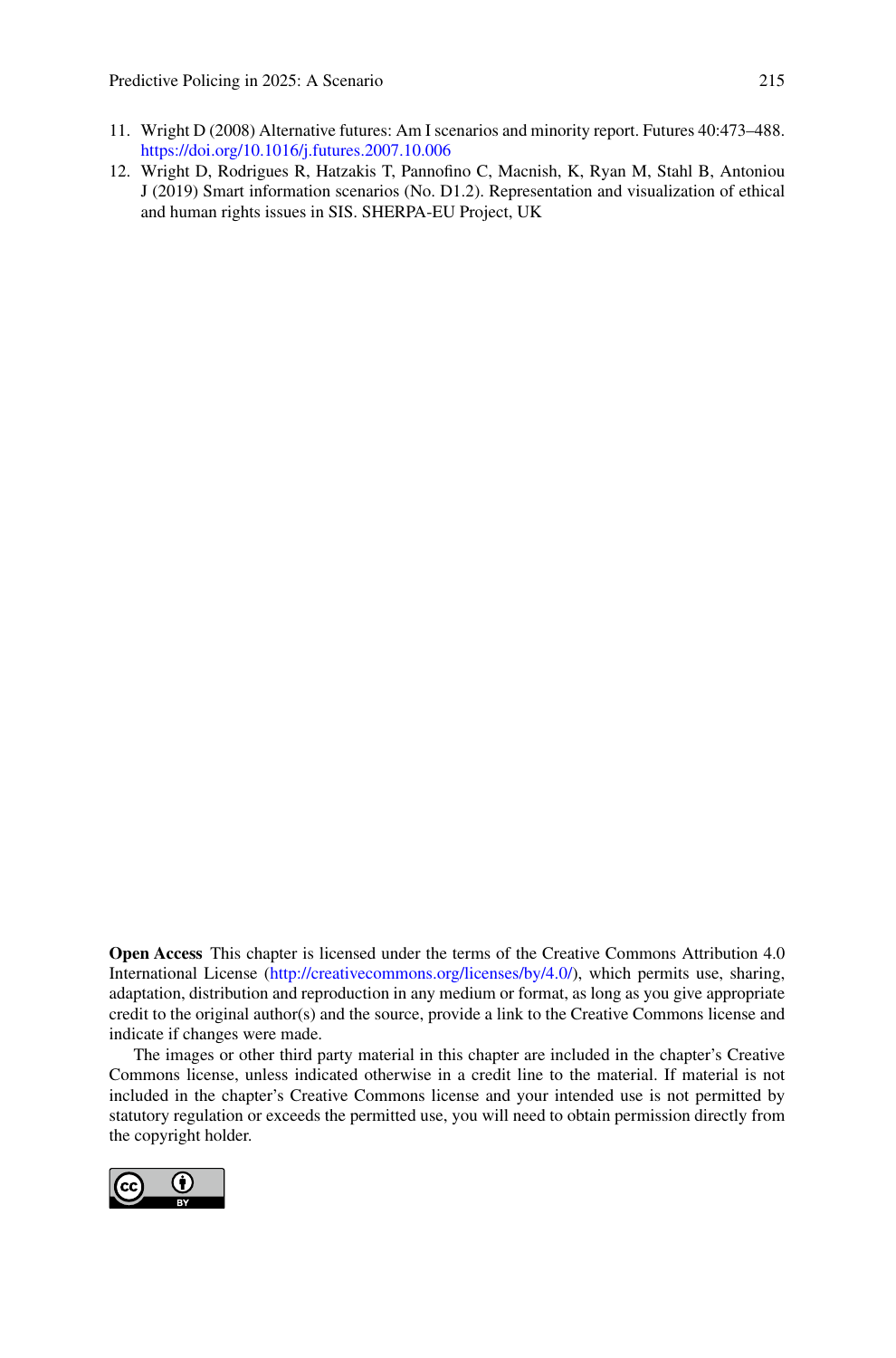11. Wright D (2008) Alternative futures: Am I scenarios and minority report. Futures 40:473–488. https://doi.org/10.1016/j.futures.2007.10.006
12. Wright D, Rodrigues R, Hatzakis T, Pannofino C, Macnish, K, Ryan M, Stahl B, Antoniou J (2019) Smart information scenarios (No. D1.2). Representation and visualization of ethical and human rights issues in SIS. SHERPA-EU Project, UK

**Open Access** This chapter is licensed under the terms of the Creative Commons Attribution 4.0 International License (http://creativecommons.org/licenses/by/4.0/), which permits use, sharing, adaptation, distribution and reproduction in any medium or format, as long as you give appropriate credit to the original author(s) and the source, provide a link to the Creative Commons license and indicate if changes were made.

The images or other third party material in this chapter are included in the chapter's Creative Commons license, unless indicated otherwise in a credit line to the material. If material is not included in the chapter's Creative Commons license and your intended use is not permitted by statutory regulation or exceeds the permitted use, you will need to obtain permission directly from the copyright holder.